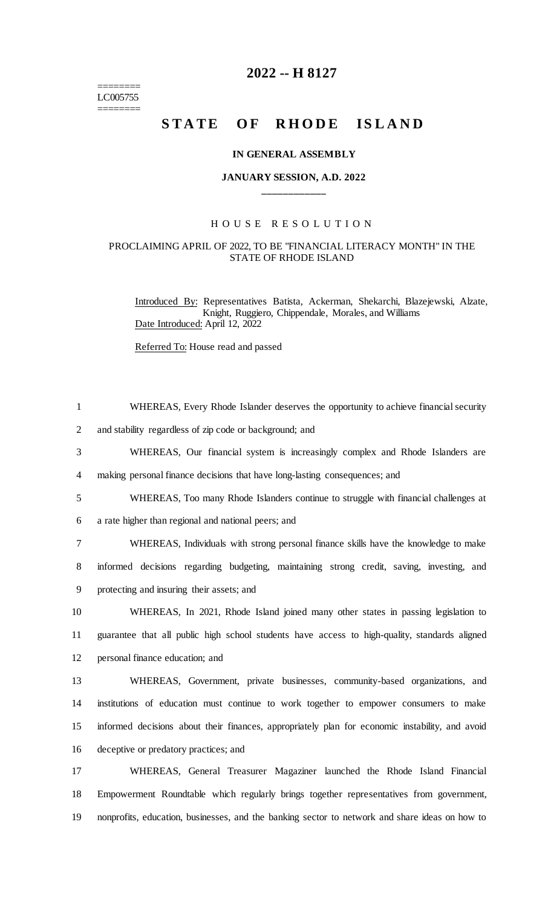========
LC005755
========

# 2022 -- H 8127

# STATE OF RHODE ISLAND

### IN GENERAL ASSEMBLY

### JANUARY SESSION, A.D. 2022

____________

## HOUSE RESOLUTION

### PROCLAIMING APRIL OF 2022, TO BE "FINANCIAL LITERACY MONTH" IN THE STATE OF RHODE ISLAND

Introduced By: Representatives Batista, Ackerman, Shekarchi, Blazejewski, Alzate, Knight, Ruggiero, Chippendale, Morales, and Williams

Date Introduced: April 12, 2022

Referred To: House read and passed

1 WHEREAS, Every Rhode Islander deserves the opportunity to achieve financial security
2 and stability regardless of zip code or background; and
3 WHEREAS, Our financial system is increasingly complex and Rhode Islanders are
4 making personal finance decisions that have long-lasting consequences; and
5 WHEREAS, Too many Rhode Islanders continue to struggle with financial challenges at
6 a rate higher than regional and national peers; and
7 WHEREAS, Individuals with strong personal finance skills have the knowledge to make
8 informed decisions regarding budgeting, maintaining strong credit, saving, investing, and
9 protecting and insuring their assets; and
10 WHEREAS, In 2021, Rhode Island joined many other states in passing legislation to
11 guarantee that all public high school students have access to high-quality, standards aligned
12 personal finance education; and
13 WHEREAS, Government, private businesses, community-based organizations, and
14 institutions of education must continue to work together to empower consumers to make
15 informed decisions about their finances, appropriately plan for economic instability, and avoid
16 deceptive or predatory practices; and
17 WHEREAS, General Treasurer Magaziner launched the Rhode Island Financial
18 Empowerment Roundtable which regularly brings together representatives from government,
19 nonprofits, education, businesses, and the banking sector to network and share ideas on how to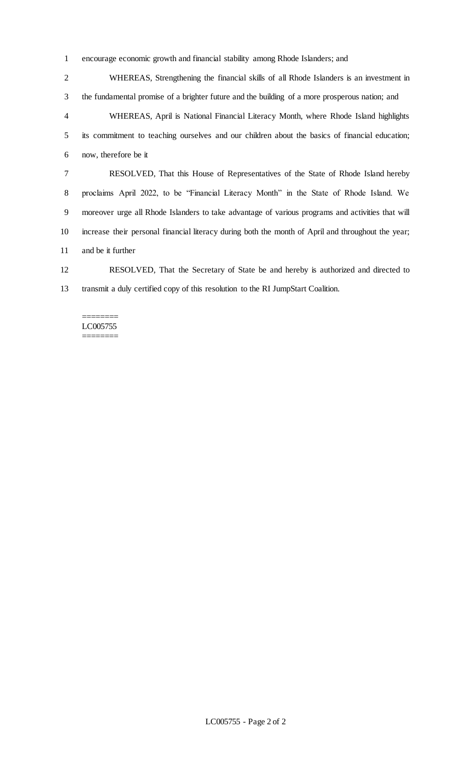encourage economic growth and financial stability among Rhode Islanders; and

WHEREAS, Strengthening the financial skills of all Rhode Islanders is an investment in the fundamental promise of a brighter future and the building of a more prosperous nation; and

WHEREAS, April is National Financial Literacy Month, where Rhode Island highlights its commitment to teaching ourselves and our children about the basics of financial education; now, therefore be it

RESOLVED, That this House of Representatives of the State of Rhode Island hereby proclaims April 2022, to be "Financial Literacy Month" in the State of Rhode Island. We moreover urge all Rhode Islanders to take advantage of various programs and activities that will increase their personal financial literacy during both the month of April and throughout the year; and be it further

RESOLVED, That the Secretary of State be and hereby is authorized and directed to transmit a duly certified copy of this resolution to the RI JumpStart Coalition.

========
LC005755
========